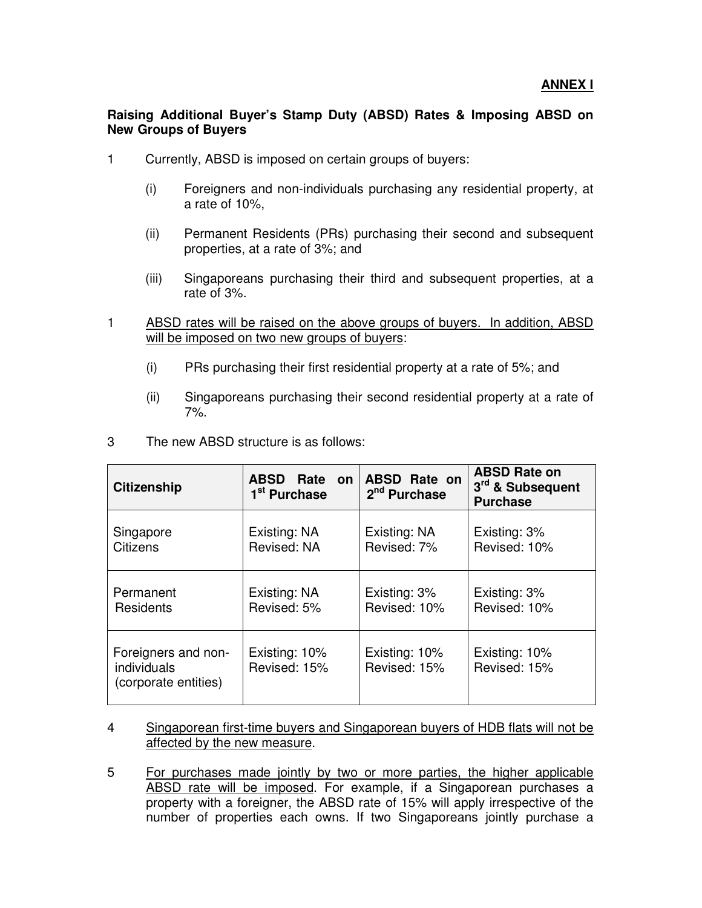**ANNEX I**

**Raising Additional Buyer's Stamp Duty (ABSD) Rates & Imposing ABSD on New Groups of Buyers**

1 Currently, ABSD is imposed on certain groups of buyers:

(i) Foreigners and non-individuals purchasing any residential property, at a rate of 10%,

(ii) Permanent Residents (PRs) purchasing their second and subsequent properties, at a rate of 3%; and

(iii) Singaporeans purchasing their third and subsequent properties, at a rate of 3%.

1 <u>ABSD rates will be raised on the above groups of buyers. In addition, ABSD will be imposed on two new groups of buyers</u>:

(i) PRs purchasing their first residential property at a rate of 5%; and

(ii) Singaporeans purchasing their second residential property at a rate of 7%.

3 The new ABSD structure is as follows:

| **Citizenship** | **ABSD Rate on 1st Purchase** | **ABSD Rate on 2nd Purchase** | **ABSD Rate on 3rd & Subsequent Purchase** |
|---|---|---|---|
| Singapore Citizens | Existing: NA<br>Revised: NA | Existing: NA<br>Revised: 7% | Existing: 3%<br>Revised: 10% |
| Permanent Residents | Existing: NA<br>Revised: 5% | Existing: 3%<br>Revised: 10% | Existing: 3%<br>Revised: 10% |
| Foreigners and non-individuals (corporate entities) | Existing: 10%<br>Revised: 15% | Existing: 10%<br>Revised: 15% | Existing: 10%<br>Revised: 15% |

4 <u>Singaporean first-time buyers and Singaporean buyers of HDB flats will not be affected by the new measure</u>.

5 <u>For purchases made jointly by two or more parties, the higher applicable ABSD rate will be imposed</u>. For example, if a Singaporean purchases a property with a foreigner, the ABSD rate of 15% will apply irrespective of the number of properties each owns. If two Singaporeans jointly purchase a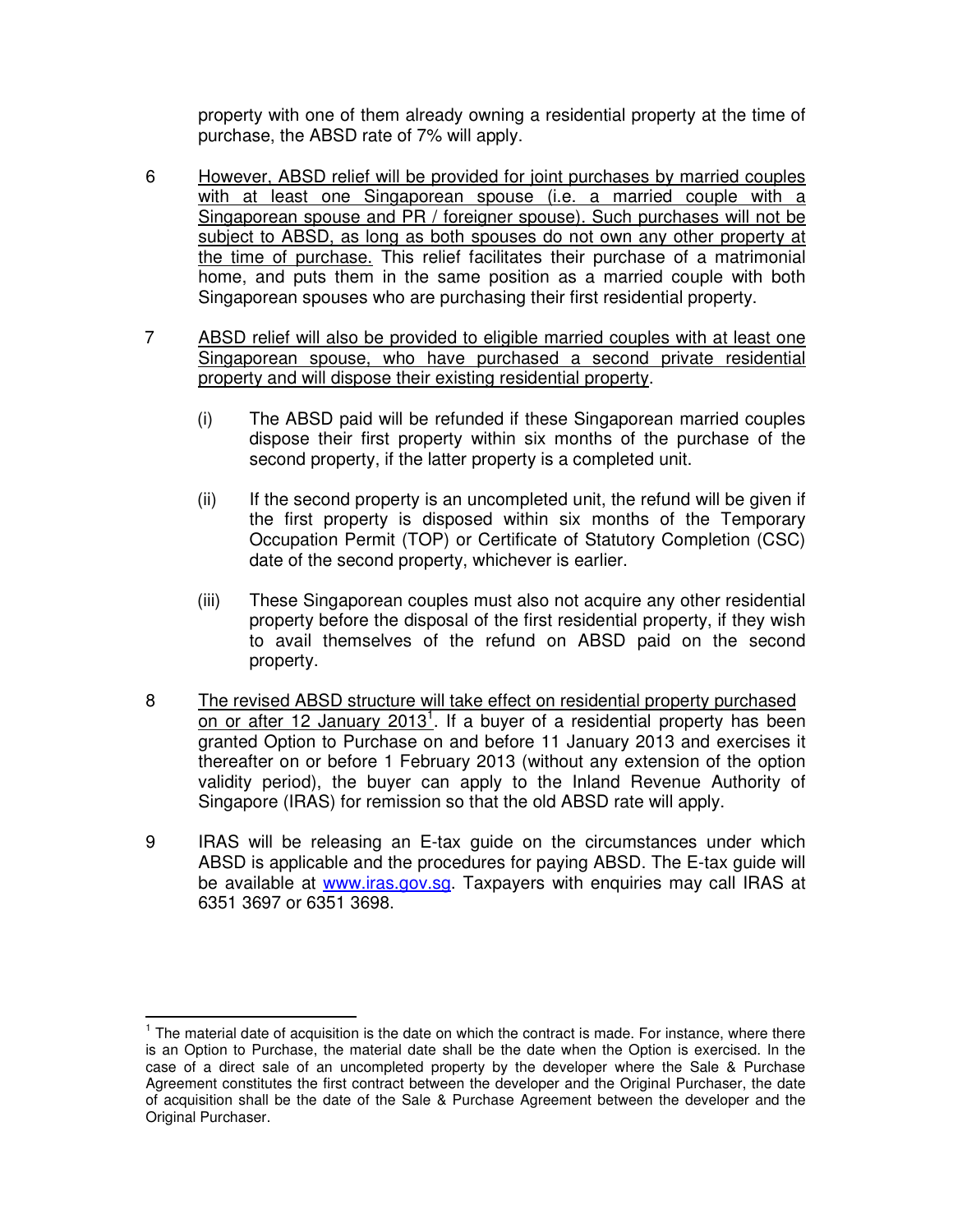property with one of them already owning a residential property at the time of purchase, the ABSD rate of 7% will apply.

6 However, ABSD relief will be provided for joint purchases by married couples with at least one Singaporean spouse (i.e. a married couple with a Singaporean spouse and PR / foreigner spouse). Such purchases will not be subject to ABSD, as long as both spouses do not own any other property at the time of purchase. This relief facilitates their purchase of a matrimonial home, and puts them in the same position as a married couple with both Singaporean spouses who are purchasing their first residential property.

7 ABSD relief will also be provided to eligible married couples with at least one Singaporean spouse, who have purchased a second private residential property and will dispose their existing residential property.

(i) The ABSD paid will be refunded if these Singaporean married couples dispose their first property within six months of the purchase of the second property, if the latter property is a completed unit.

(ii) If the second property is an uncompleted unit, the refund will be given if the first property is disposed within six months of the Temporary Occupation Permit (TOP) or Certificate of Statutory Completion (CSC) date of the second property, whichever is earlier.

(iii) These Singaporean couples must also not acquire any other residential property before the disposal of the first residential property, if they wish to avail themselves of the refund on ABSD paid on the second property.

8 The revised ABSD structure will take effect on residential property purchased on or after 12 January 2013[1]. If a buyer of a residential property has been granted Option to Purchase on and before 11 January 2013 and exercises it thereafter on or before 1 February 2013 (without any extension of the option validity period), the buyer can apply to the Inland Revenue Authority of Singapore (IRAS) for remission so that the old ABSD rate will apply.

9 IRAS will be releasing an E-tax guide on the circumstances under which ABSD is applicable and the procedures for paying ABSD. The E-tax guide will be available at www.iras.gov.sg. Taxpayers with enquiries may call IRAS at 6351 3697 or 6351 3698.

[1] The material date of acquisition is the date on which the contract is made. For instance, where there is an Option to Purchase, the material date shall be the date when the Option is exercised. In the case of a direct sale of an uncompleted property by the developer where the Sale & Purchase Agreement constitutes the first contract between the developer and the Original Purchaser, the date of acquisition shall be the date of the Sale & Purchase Agreement between the developer and the Original Purchaser.